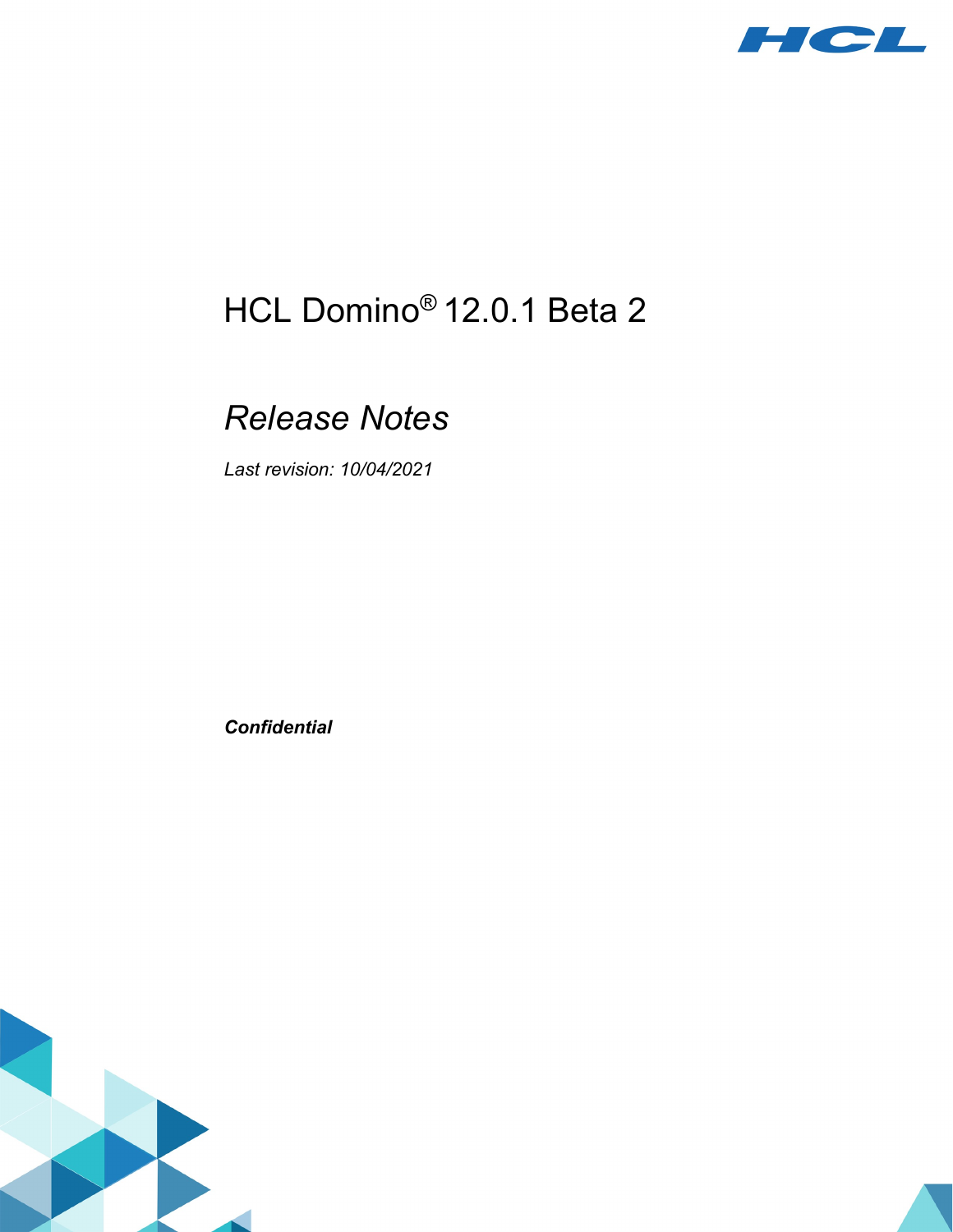# HCL Domino® 12.0.1 Beta 2

## *Release Notes*

*Last revision: 10/04/2021*

***Confidential***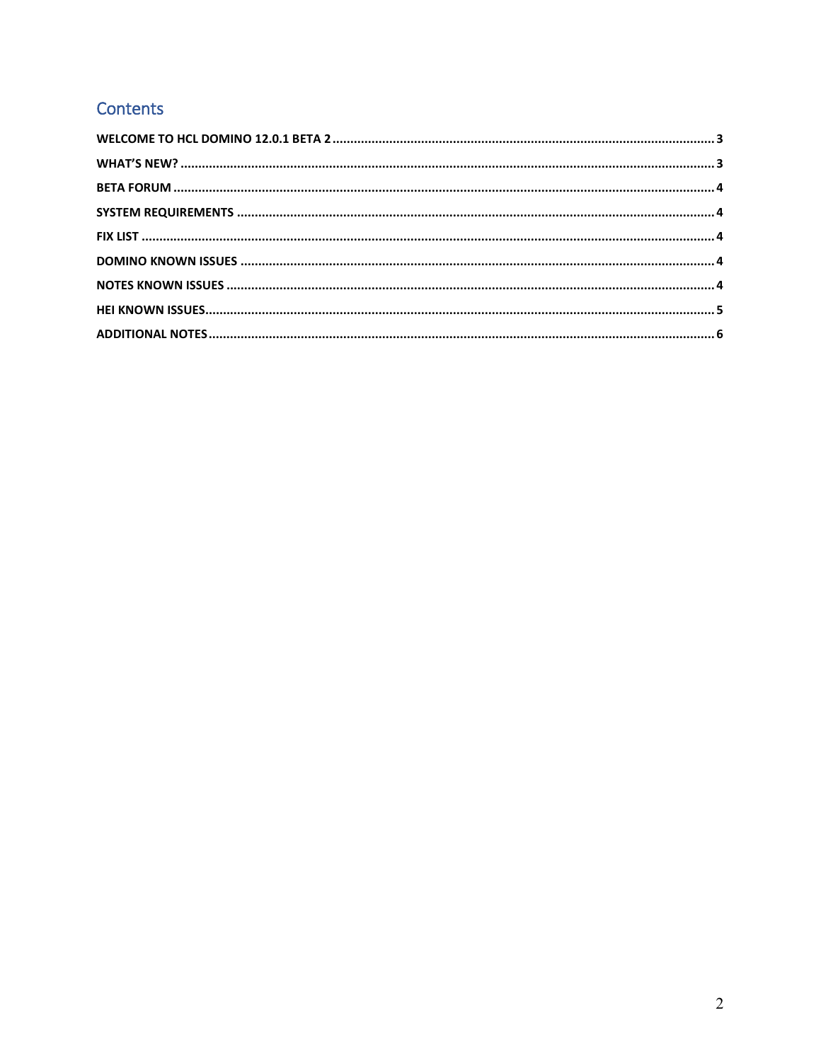## Contents

- WELCOME TO HCL DOMINO 12.0.1 BETA 2 .......... 3
- WHAT'S NEW? .......... 3
- BETA FORUM .......... 4
- SYSTEM REQUIREMENTS .......... 4
- FIX LIST .......... 4
- DOMINO KNOWN ISSUES .......... 4
- NOTES KNOWN ISSUES .......... 4
- HEI KNOWN ISSUES .......... 5
- ADDITIONAL NOTES .......... 6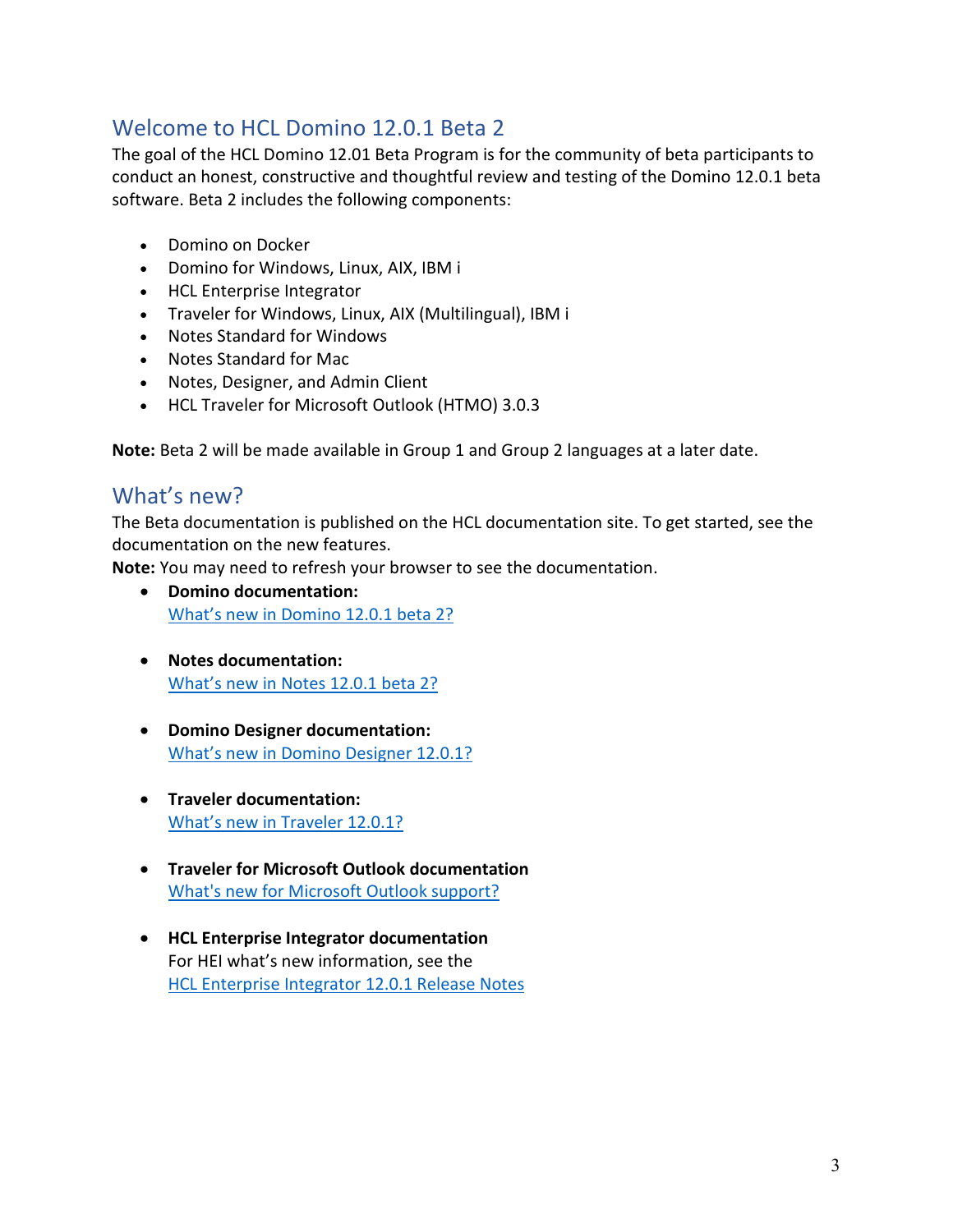## Welcome to HCL Domino 12.0.1 Beta 2

The goal of the HCL Domino 12.01 Beta Program is for the community of beta participants to conduct an honest, constructive and thoughtful review and testing of the Domino 12.0.1 beta software. Beta 2 includes the following components:

- Domino on Docker
- Domino for Windows, Linux, AIX, IBM i
- HCL Enterprise Integrator
- Traveler for Windows, Linux, AIX (Multilingual), IBM i
- Notes Standard for Windows
- Notes Standard for Mac
- Notes, Designer, and Admin Client
- HCL Traveler for Microsoft Outlook (HTMO) 3.0.3

**Note:** Beta 2 will be made available in Group 1 and Group 2 languages at a later date.

## What's new?

The Beta documentation is published on the HCL documentation site. To get started, see the documentation on the new features.

**Note:** You may need to refresh your browser to see the documentation.

- **Domino documentation:**
  What's new in Domino 12.0.1 beta 2?
- **Notes documentation:**
  What's new in Notes 12.0.1 beta 2?
- **Domino Designer documentation:**
  What's new in Domino Designer 12.0.1?
- **Traveler documentation:**
  What's new in Traveler 12.0.1?
- **Traveler for Microsoft Outlook documentation**
  What's new for Microsoft Outlook support?
- **HCL Enterprise Integrator documentation**
  For HEI what's new information, see the
  HCL Enterprise Integrator 12.0.1 Release Notes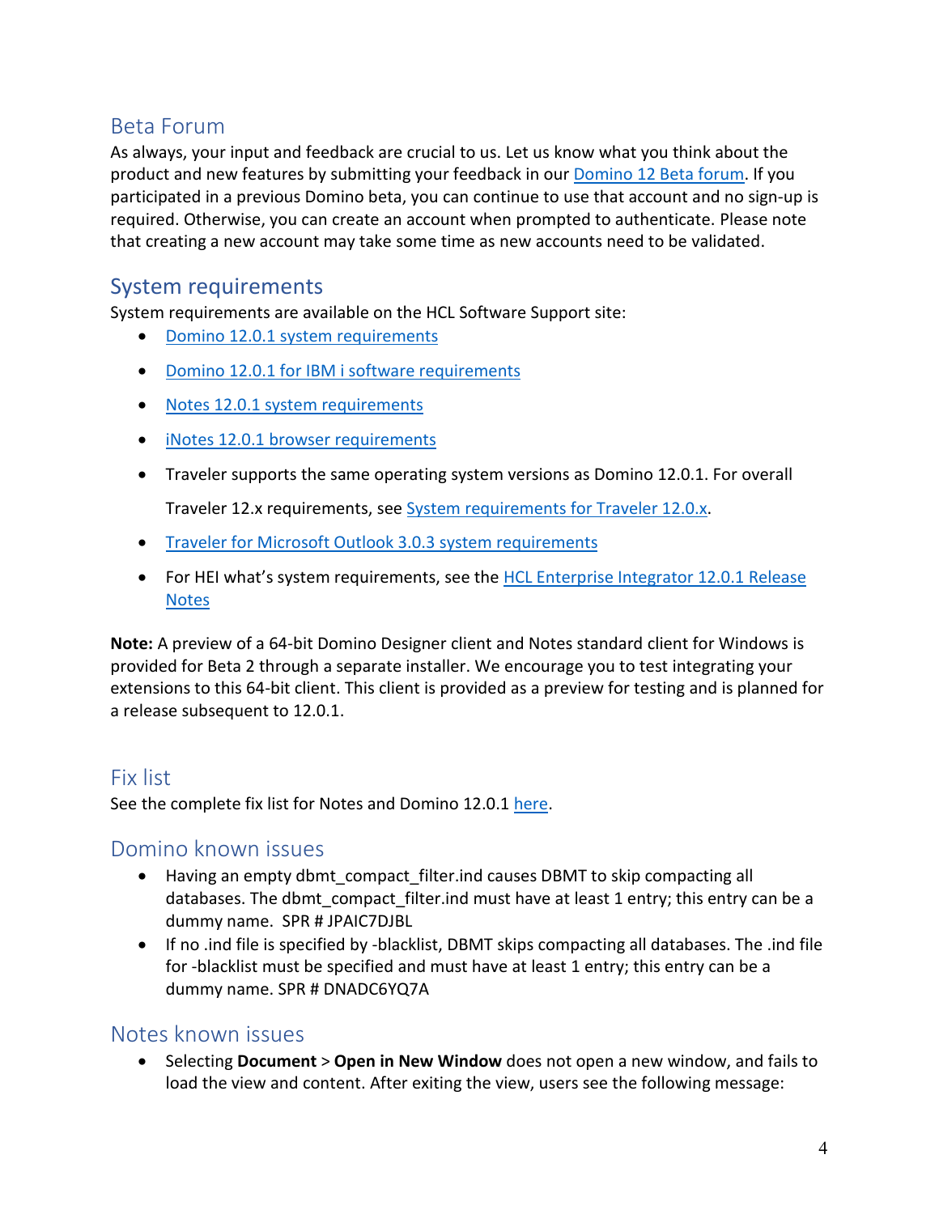## Beta Forum

As always, your input and feedback are crucial to us. Let us know what you think about the product and new features by submitting your feedback in our Domino 12 Beta forum. If you participated in a previous Domino beta, you can continue to use that account and no sign-up is required. Otherwise, you can create an account when prompted to authenticate. Please note that creating a new account may take some time as new accounts need to be validated.

## System requirements

System requirements are available on the HCL Software Support site:

- Domino 12.0.1 system requirements
- Domino 12.0.1 for IBM i software requirements
- Notes 12.0.1 system requirements
- iNotes 12.0.1 browser requirements
- Traveler supports the same operating system versions as Domino 12.0.1. For overall Traveler 12.x requirements, see System requirements for Traveler 12.0.x.
- Traveler for Microsoft Outlook 3.0.3 system requirements
- For HEI what's system requirements, see the HCL Enterprise Integrator 12.0.1 Release Notes

**Note:** A preview of a 64-bit Domino Designer client and Notes standard client for Windows is provided for Beta 2 through a separate installer. We encourage you to test integrating your extensions to this 64-bit client. This client is provided as a preview for testing and is planned for a release subsequent to 12.0.1.

## Fix list

See the complete fix list for Notes and Domino 12.0.1 here.

## Domino known issues

- Having an empty dbmt_compact_filter.ind causes DBMT to skip compacting all databases. The dbmt_compact_filter.ind must have at least 1 entry; this entry can be a dummy name. SPR # JPAIC7DJBL
- If no .ind file is specified by -blacklist, DBMT skips compacting all databases. The .ind file for -blacklist must be specified and must have at least 1 entry; this entry can be a dummy name. SPR # DNADC6YQ7A

## Notes known issues

- Selecting **Document** > **Open in New Window** does not open a new window, and fails to load the view and content. After exiting the view, users see the following message: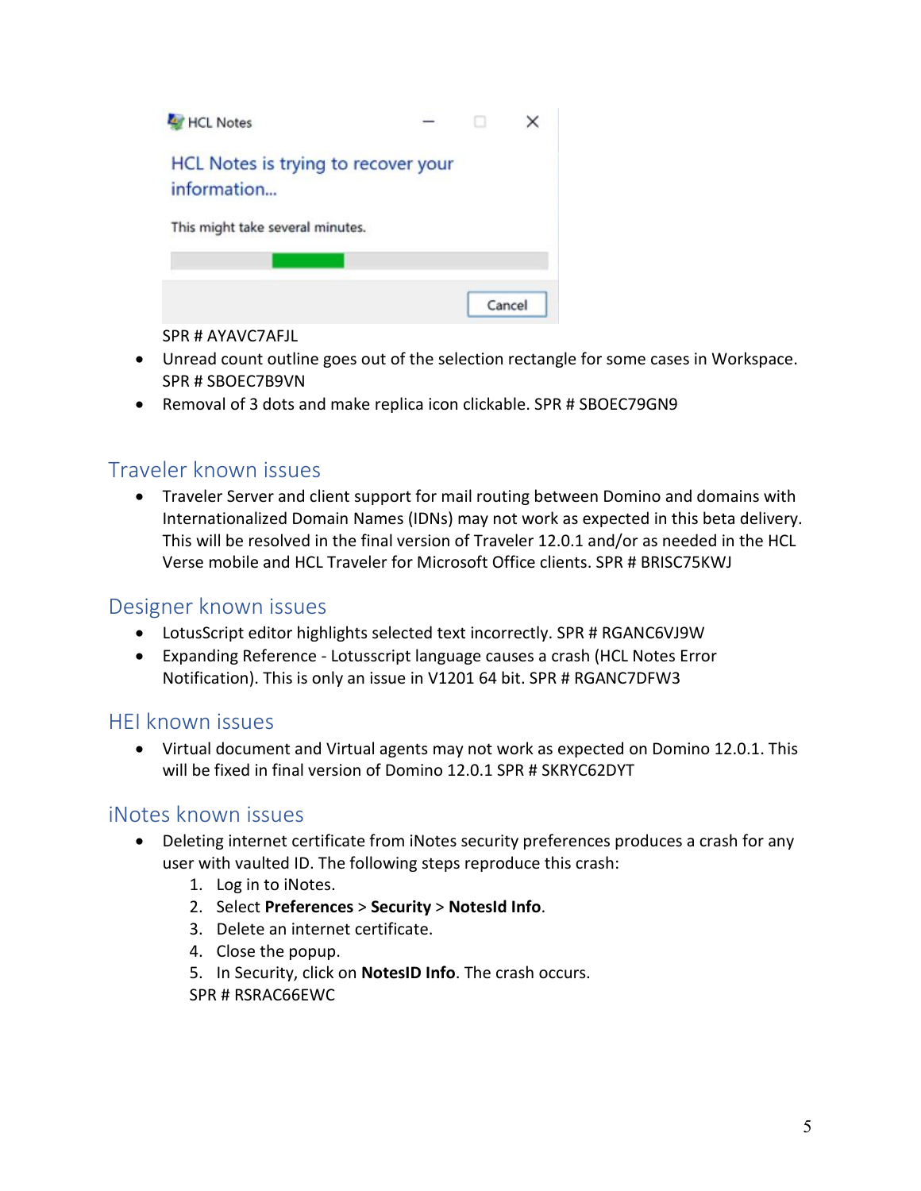SPR # AYAVC7AFJL

- Unread count outline goes out of the selection rectangle for some cases in Workspace. SPR # SBOEC7B9VN
- Removal of 3 dots and make replica icon clickable. SPR # SBOEC79GN9

## Traveler known issues

- Traveler Server and client support for mail routing between Domino and domains with Internationalized Domain Names (IDNs) may not work as expected in this beta delivery. This will be resolved in the final version of Traveler 12.0.1 and/or as needed in the HCL Verse mobile and HCL Traveler for Microsoft Office clients. SPR # BRISC75KWJ

## Designer known issues

- LotusScript editor highlights selected text incorrectly. SPR # RGANC6VJ9W
- Expanding Reference - Lotusscript language causes a crash (HCL Notes Error Notification). This is only an issue in V1201 64 bit. SPR # RGANC7DFW3

## HEI known issues

- Virtual document and Virtual agents may not work as expected on Domino 12.0.1. This will be fixed in final version of Domino 12.0.1 SPR # SKRYC62DYT

## iNotes known issues

- Deleting internet certificate from iNotes security preferences produces a crash for any user with vaulted ID. The following steps reproduce this crash:
    1. Log in to iNotes.
    2. Select **Preferences** > **Security** > **NotesId Info**.
    3. Delete an internet certificate.
    4. Close the popup.
    5. In Security, click on **NotesID Info**. The crash occurs.

    SPR # RSRAC66EWC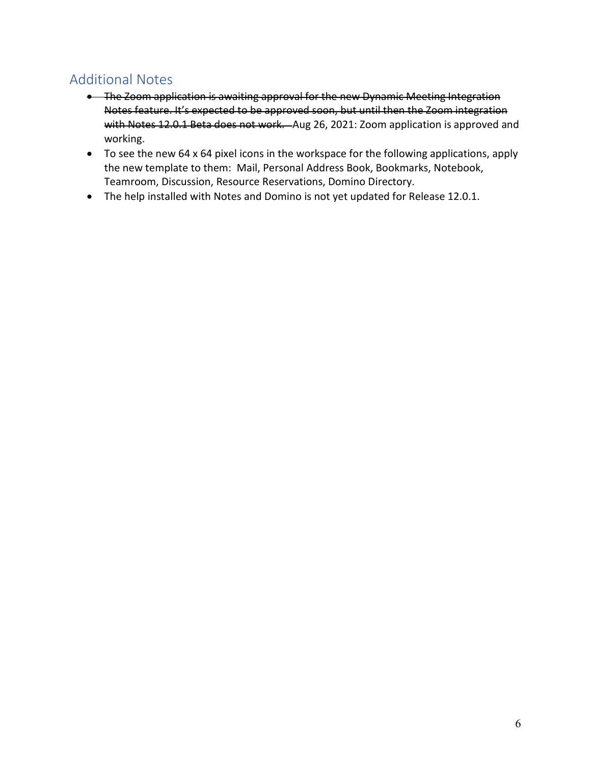## Additional Notes

- ~~The Zoom application is awaiting approval for the new Dynamic Meeting Integration Notes feature. It's expected to be approved soon, but until then the Zoom integration with Notes 12.0.1 Beta does not work.~~ Aug 26, 2021: Zoom application is approved and working.
- To see the new 64 x 64 pixel icons in the workspace for the following applications, apply the new template to them: Mail, Personal Address Book, Bookmarks, Notebook, Teamroom, Discussion, Resource Reservations, Domino Directory.
- The help installed with Notes and Domino is not yet updated for Release 12.0.1.